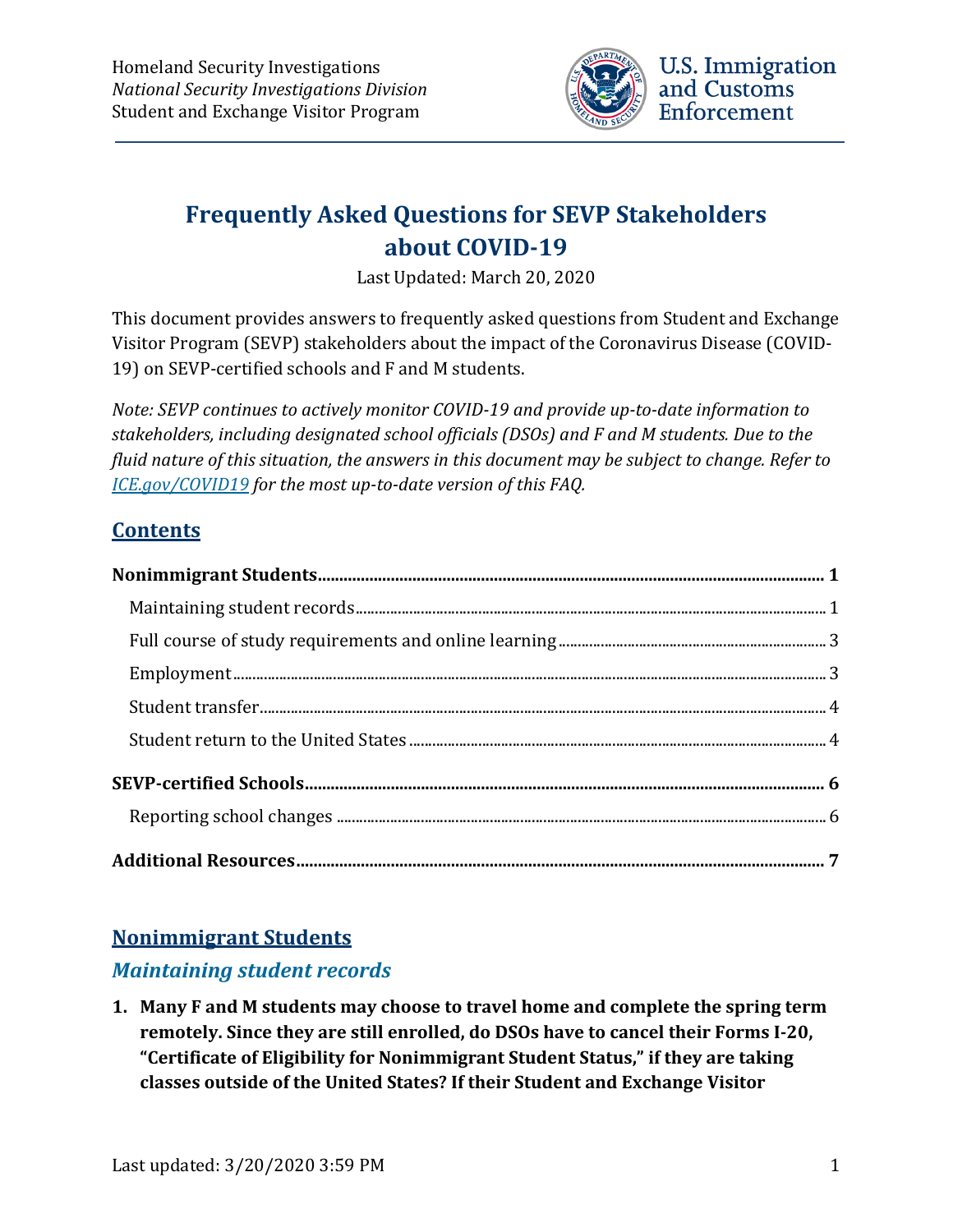Homeland Security Investigations
*National Security Investigations Division*
Student and Exchange Visitor Program

U.S. Immigration and Customs Enforcement

# Frequently Asked Questions for SEVP Stakeholders about COVID-19

Last Updated: March 20, 2020

This document provides answers to frequently asked questions from Student and Exchange Visitor Program (SEVP) stakeholders about the impact of the Coronavirus Disease (COVID-19) on SEVP-certified schools and F and M students.

*Note: SEVP continues to actively monitor COVID-19 and provide up-to-date information to stakeholders, including designated school officials (DSOs) and F and M students. Due to the fluid nature of this situation, the answers in this document may be subject to change. Refer to [ICE.gov/COVID19](ICE.gov/COVID19) for the most up-to-date version of this FAQ.*

## Contents

**Nonimmigrant Students** ..... **1**
- Maintaining student records ..... 1
- Full course of study requirements and online learning ..... 3
- Employment ..... 3
- Student transfer ..... 4
- Student return to the United States ..... 4

**SEVP-certified Schools** ..... **6**
- Reporting school changes ..... 6

**Additional Resources** ..... **7**

## Nonimmigrant Students

### *Maintaining student records*

1. **Many F and M students may choose to travel home and complete the spring term remotely. Since they are still enrolled, do DSOs have to cancel their Forms I-20, "Certificate of Eligibility for Nonimmigrant Student Status," if they are taking classes outside of the United States? If their Student and Exchange Visitor**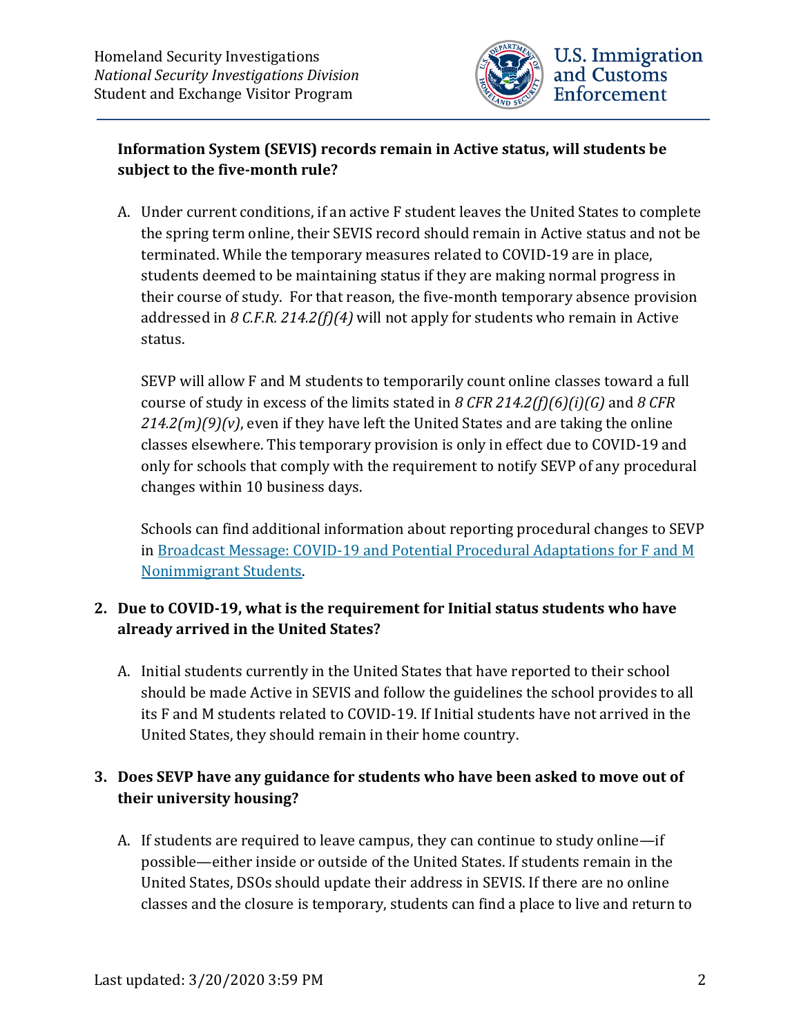**Information System (SEVIS) records remain in Active status, will students be subject to the five-month rule?**

A. Under current conditions, if an active F student leaves the United States to complete the spring term online, their SEVIS record should remain in Active status and not be terminated. While the temporary measures related to COVID-19 are in place, students deemed to be maintaining status if they are making normal progress in their course of study. For that reason, the five-month temporary absence provision addressed in *8 C.F.R. 214.2(f)(4)* will not apply for students who remain in Active status.

   SEVP will allow F and M students to temporarily count online classes toward a full course of study in excess of the limits stated in *8 CFR 214.2(f)(6)(i)(G)* and *8 CFR 214.2(m)(9)(v)*, even if they have left the United States and are taking the online classes elsewhere. This temporary provision is only in effect due to COVID-19 and only for schools that comply with the requirement to notify SEVP of any procedural changes within 10 business days.

   Schools can find additional information about reporting procedural changes to SEVP in Broadcast Message: COVID-19 and Potential Procedural Adaptations for F and M Nonimmigrant Students.

2. **Due to COVID-19, what is the requirement for Initial status students who have already arrived in the United States?**

   A. Initial students currently in the United States that have reported to their school should be made Active in SEVIS and follow the guidelines the school provides to all its F and M students related to COVID-19. If Initial students have not arrived in the United States, they should remain in their home country.

3. **Does SEVP have any guidance for students who have been asked to move out of their university housing?**

   A. If students are required to leave campus, they can continue to study online—if possible—either inside or outside of the United States. If students remain in the United States, DSOs should update their address in SEVIS. If there are no online classes and the closure is temporary, students can find a place to live and return to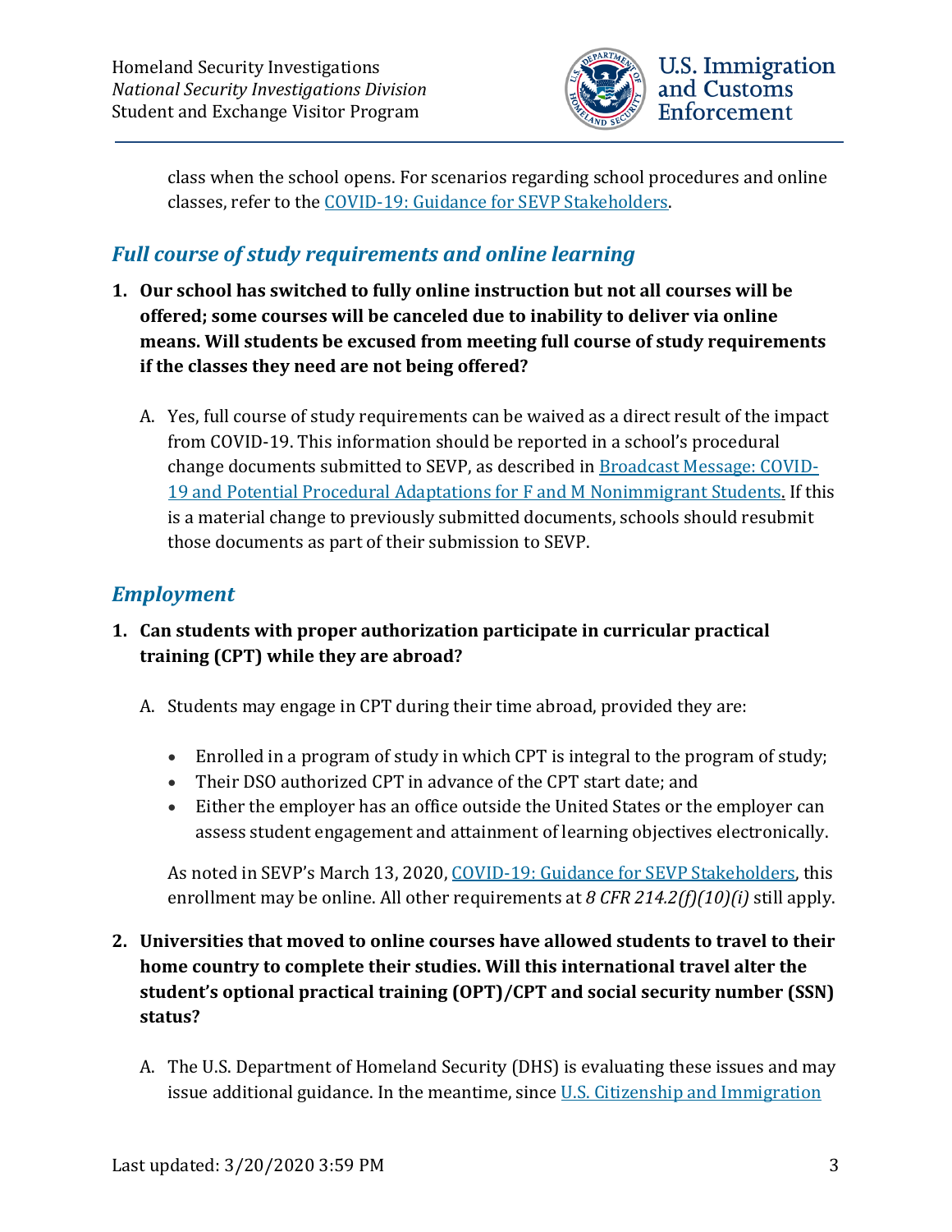class when the school opens. For scenarios regarding school procedures and online classes, refer to the [COVID-19: Guidance for SEVP Stakeholders](#).

## *Full course of study requirements and online learning*

1. **Our school has switched to fully online instruction but not all courses will be offered; some courses will be canceled due to inability to deliver via online means. Will students be excused from meeting full course of study requirements if the classes they need are not being offered?**

   A. Yes, full course of study requirements can be waived as a direct result of the impact from COVID-19. This information should be reported in a school's procedural change documents submitted to SEVP, as described in [Broadcast Message: COVID-19 and Potential Procedural Adaptations for F and M Nonimmigrant Students](#). If this is a material change to previously submitted documents, schools should resubmit those documents as part of their submission to SEVP.

## *Employment*

1. **Can students with proper authorization participate in curricular practical training (CPT) while they are abroad?**

   A. Students may engage in CPT during their time abroad, provided they are:

   - Enrolled in a program of study in which CPT is integral to the program of study;
   - Their DSO authorized CPT in advance of the CPT start date; and
   - Either the employer has an office outside the United States or the employer can assess student engagement and attainment of learning objectives electronically.

   As noted in SEVP's March 13, 2020, [COVID-19: Guidance for SEVP Stakeholders](#), this enrollment may be online. All other requirements at *8 CFR 214.2(f)(10)(i)* still apply.

2. **Universities that moved to online courses have allowed students to travel to their home country to complete their studies. Will this international travel alter the student's optional practical training (OPT)/CPT and social security number (SSN) status?**

   A. The U.S. Department of Homeland Security (DHS) is evaluating these issues and may issue additional guidance. In the meantime, since [U.S. Citizenship and Immigration](#)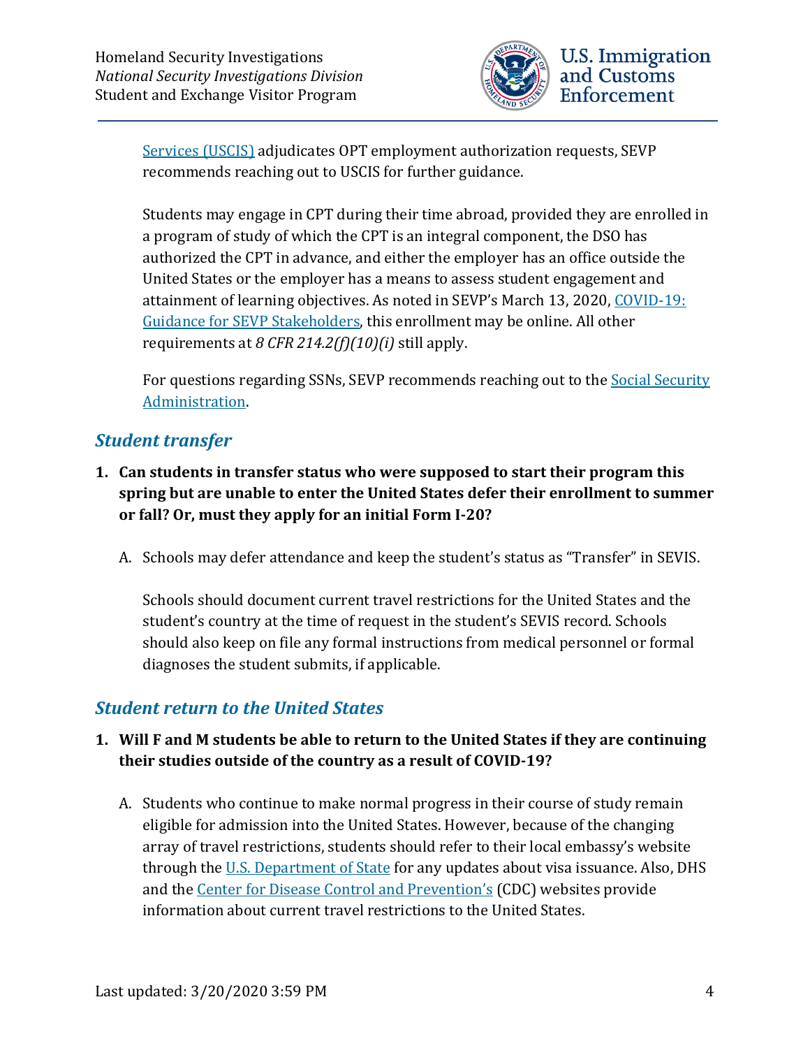Services (USCIS) adjudicates OPT employment authorization requests, SEVP recommends reaching out to USCIS for further guidance.

Students may engage in CPT during their time abroad, provided they are enrolled in a program of study of which the CPT is an integral component, the DSO has authorized the CPT in advance, and either the employer has an office outside the United States or the employer has a means to assess student engagement and attainment of learning objectives. As noted in SEVP's March 13, 2020, COVID-19: Guidance for SEVP Stakeholders, this enrollment may be online. All other requirements at *8 CFR 214.2(f)(10)(i)* still apply.

For questions regarding SSNs, SEVP recommends reaching out to the Social Security Administration.

## *Student transfer*

1. **Can students in transfer status who were supposed to start their program this spring but are unable to enter the United States defer their enrollment to summer or fall? Or, must they apply for an initial Form I-20?**

   A. Schools may defer attendance and keep the student's status as "Transfer" in SEVIS.

   Schools should document current travel restrictions for the United States and the student's country at the time of request in the student's SEVIS record. Schools should also keep on file any formal instructions from medical personnel or formal diagnoses the student submits, if applicable.

## *Student return to the United States*

1. **Will F and M students be able to return to the United States if they are continuing their studies outside of the country as a result of COVID-19?**

   A. Students who continue to make normal progress in their course of study remain eligible for admission into the United States. However, because of the changing array of travel restrictions, students should refer to their local embassy's website through the U.S. Department of State for any updates about visa issuance. Also, DHS and the Center for Disease Control and Prevention's (CDC) websites provide information about current travel restrictions to the United States.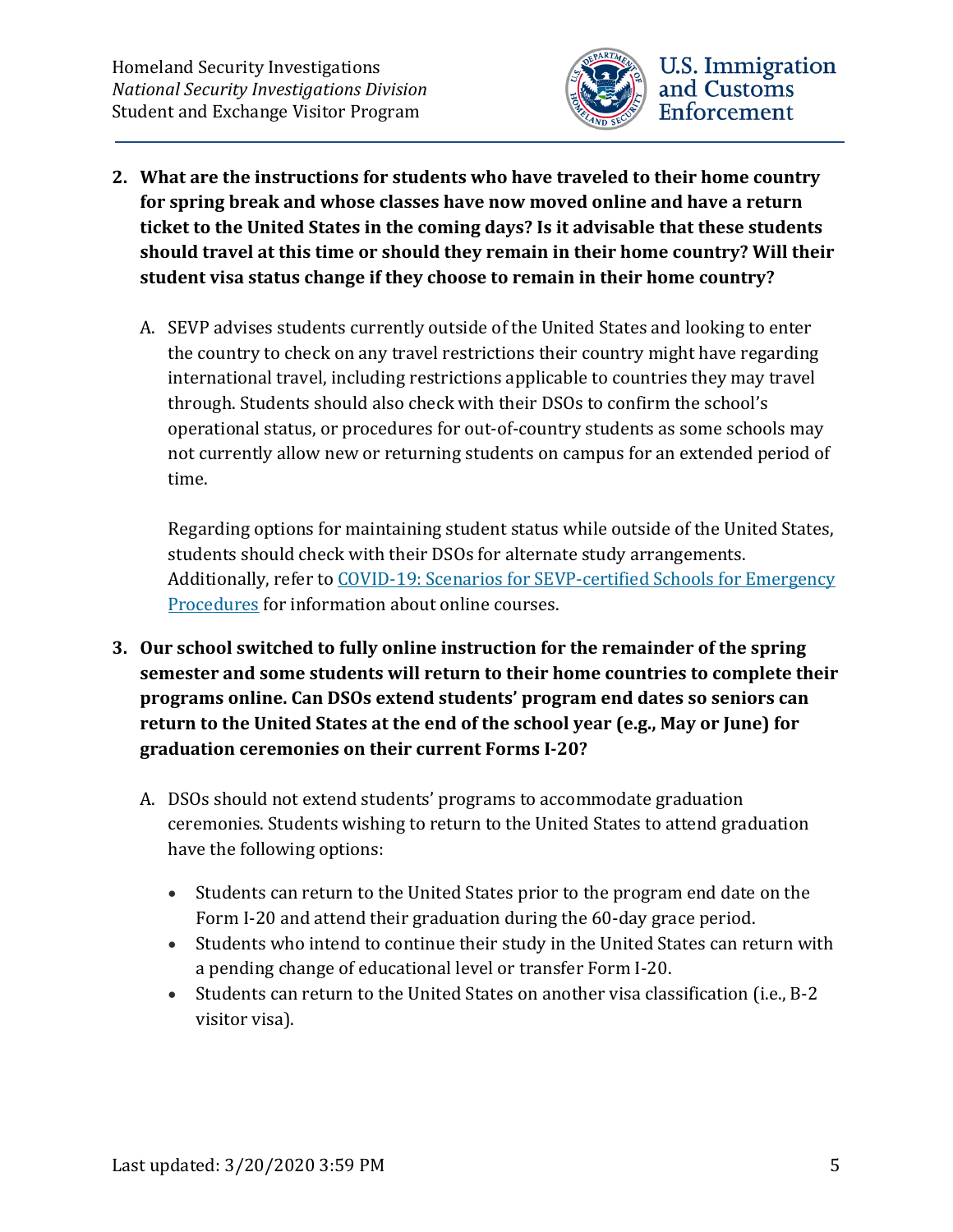2. **What are the instructions for students who have traveled to their home country for spring break and whose classes have now moved online and have a return ticket to the United States in the coming days? Is it advisable that these students should travel at this time or should they remain in their home country? Will their student visa status change if they choose to remain in their home country?**

   A. SEVP advises students currently outside of the United States and looking to enter the country to check on any travel restrictions their country might have regarding international travel, including restrictions applicable to countries they may travel through. Students should also check with their DSOs to confirm the school's operational status, or procedures for out-of-country students as some schools may not currently allow new or returning students on campus for an extended period of time.

   Regarding options for maintaining student status while outside of the United States, students should check with their DSOs for alternate study arrangements. Additionally, refer to COVID-19: Scenarios for SEVP-certified Schools for Emergency Procedures for information about online courses.

3. **Our school switched to fully online instruction for the remainder of the spring semester and some students will return to their home countries to complete their programs online. Can DSOs extend students' program end dates so seniors can return to the United States at the end of the school year (e.g., May or June) for graduation ceremonies on their current Forms I-20?**

   A. DSOs should not extend students' programs to accommodate graduation ceremonies. Students wishing to return to the United States to attend graduation have the following options:

   - Students can return to the United States prior to the program end date on the Form I-20 and attend their graduation during the 60-day grace period.
   - Students who intend to continue their study in the United States can return with a pending change of educational level or transfer Form I-20.
   - Students can return to the United States on another visa classification (i.e., B-2 visitor visa).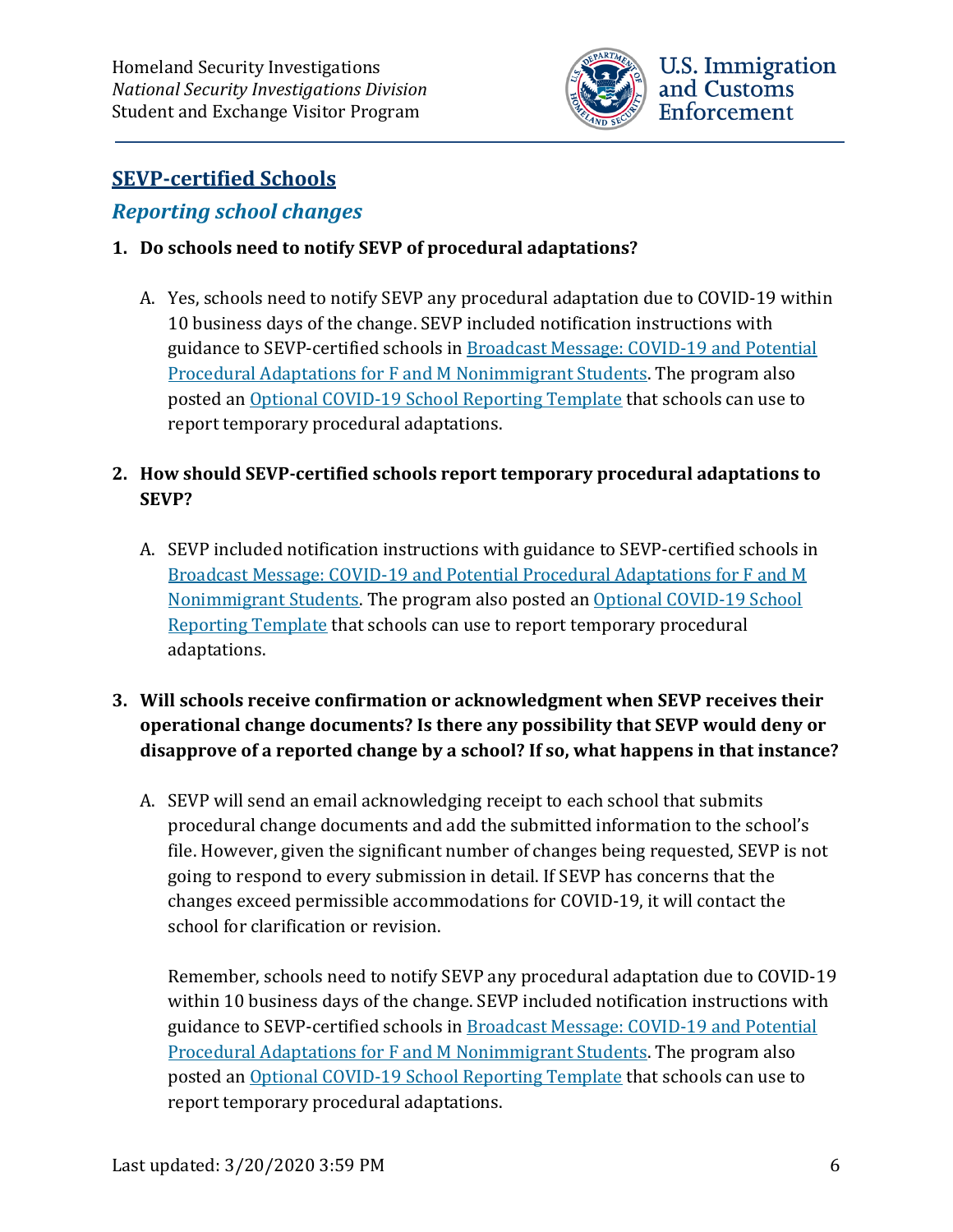## SEVP-certified Schools

### *Reporting school changes*

1. **Do schools need to notify SEVP of procedural adaptations?**

   A. Yes, schools need to notify SEVP any procedural adaptation due to COVID-19 within 10 business days of the change. SEVP included notification instructions with guidance to SEVP-certified schools in [Broadcast Message: COVID-19 and Potential Procedural Adaptations for F and M Nonimmigrant Students](). The program also posted an [Optional COVID-19 School Reporting Template]() that schools can use to report temporary procedural adaptations.

2. **How should SEVP-certified schools report temporary procedural adaptations to SEVP?**

   A. SEVP included notification instructions with guidance to SEVP-certified schools in [Broadcast Message: COVID-19 and Potential Procedural Adaptations for F and M Nonimmigrant Students](). The program also posted an [Optional COVID-19 School Reporting Template]() that schools can use to report temporary procedural adaptations.

3. **Will schools receive confirmation or acknowledgment when SEVP receives their operational change documents? Is there any possibility that SEVP would deny or disapprove of a reported change by a school? If so, what happens in that instance?**

   A. SEVP will send an email acknowledging receipt to each school that submits procedural change documents and add the submitted information to the school's file. However, given the significant number of changes being requested, SEVP is not going to respond to every submission in detail. If SEVP has concerns that the changes exceed permissible accommodations for COVID-19, it will contact the school for clarification or revision.

   Remember, schools need to notify SEVP any procedural adaptation due to COVID-19 within 10 business days of the change. SEVP included notification instructions with guidance to SEVP-certified schools in [Broadcast Message: COVID-19 and Potential Procedural Adaptations for F and M Nonimmigrant Students](). The program also posted an [Optional COVID-19 School Reporting Template]() that schools can use to report temporary procedural adaptations.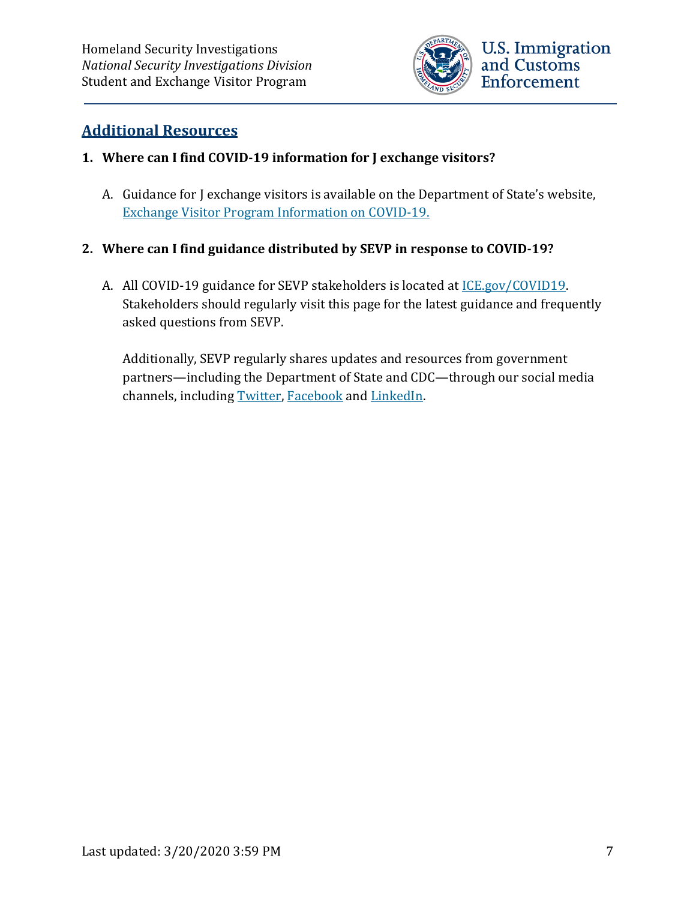## Additional Resources

1. **Where can I find COVID-19 information for J exchange visitors?**

   A. Guidance for J exchange visitors is available on the Department of State's website, Exchange Visitor Program Information on COVID-19.

2. **Where can I find guidance distributed by SEVP in response to COVID-19?**

   A. All COVID-19 guidance for SEVP stakeholders is located at ICE.gov/COVID19. Stakeholders should regularly visit this page for the latest guidance and frequently asked questions from SEVP.

   Additionally, SEVP regularly shares updates and resources from government partners—including the Department of State and CDC—through our social media channels, including Twitter, Facebook and LinkedIn.